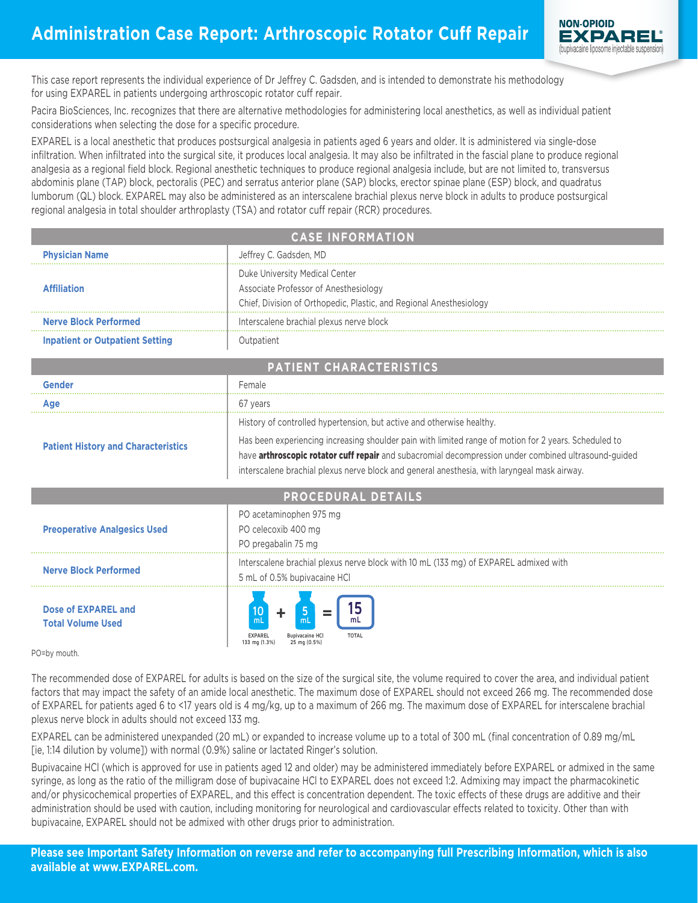# Administration Case Report: Arthroscopic Rotator Cuff Repair

**NON-OPIOID EXPAREL®** (bupivacaine liposome injectable suspension)

This case report represents the individual experience of Dr Jeffrey C. Gadsden, and is intended to demonstrate his methodology for using EXPAREL in patients undergoing arthroscopic rotator cuff repair.

Pacira BioSciences, Inc. recognizes that there are alternative methodologies for administering local anesthetics, as well as individual patient considerations when selecting the dose for a specific procedure.

EXPAREL is a local anesthetic that produces postsurgical analgesia in patients aged 6 years and older. It is administered via single-dose infiltration. When infiltrated into the surgical site, it produces local analgesia. It may also be infiltrated in the fascial plane to produce regional analgesia as a regional field block. Regional anesthetic techniques to produce regional analgesia include, but are not limited to, transversus abdominis plane (TAP) block, pectoralis (PEC) and serratus anterior plane (SAP) blocks, erector spinae plane (ESP) block, and quadratus lumborum (QL) block. EXPAREL may also be administered as an interscalene brachial plexus nerve block in adults to produce postsurgical regional analgesia in total shoulder arthroplasty (TSA) and rotator cuff repair (RCR) procedures.

| CASE INFORMATION | |
|---|---|
| **Physician Name** | Jeffrey C. Gadsden, MD |
| **Affiliation** | Duke University Medical Center<br>Associate Professor of Anesthesiology<br>Chief, Division of Orthopedic, Plastic, and Regional Anesthesiology |
| **Nerve Block Performed** | Interscalene brachial plexus nerve block |
| **Inpatient or Outpatient Setting** | Outpatient |

| PATIENT CHARACTERISTICS | |
|---|---|
| **Gender** | Female |
| **Age** | 67 years |
| **Patient History and Characteristics** | History of controlled hypertension, but active and otherwise healthy.<br>Has been experiencing increasing shoulder pain with limited range of motion for 2 years. Scheduled to have **arthroscopic rotator cuff repair** and subacromial decompression under combined ultrasound-guided interscalene brachial plexus nerve block and general anesthesia, with laryngeal mask airway. |

| PROCEDURAL DETAILS | |
|---|---|
| **Preoperative Analgesics Used** | PO acetaminophen 975 mg<br>PO celecoxib 400 mg<br>PO pregabalin 75 mg |
| **Nerve Block Performed** | Interscalene brachial plexus nerve block with 10 mL (133 mg) of EXPAREL admixed with 5 mL of 0.5% bupivacaine HCl |
| **Dose of EXPAREL and Total Volume Used** | 10 mL EXPAREL 133 mg (1.3%) + 5 mL Bupivacaine HCl 25 mg (0.5%) = 15 mL TOTAL |

PO=by mouth.

The recommended dose of EXPAREL for adults is based on the size of the surgical site, the volume required to cover the area, and individual patient factors that may impact the safety of an amide local anesthetic. The maximum dose of EXPAREL should not exceed 266 mg. The recommended dose of EXPAREL for patients aged 6 to <17 years old is 4 mg/kg, up to a maximum of 266 mg. The maximum dose of EXPAREL for interscalene brachial plexus nerve block in adults should not exceed 133 mg.

EXPAREL can be administered unexpanded (20 mL) or expanded to increase volume up to a total of 300 mL (final concentration of 0.89 mg/mL [ie, 1:14 dilution by volume]) with normal (0.9%) saline or lactated Ringer's solution.

Bupivacaine HCl (which is approved for use in patients aged 12 and older) may be administered immediately before EXPAREL or admixed in the same syringe, as long as the ratio of the milligram dose of bupivacaine HCl to EXPAREL does not exceed 1:2. Admixing may impact the pharmacokinetic and/or physicochemical properties of EXPAREL, and this effect is concentration dependent. The toxic effects of these drugs are additive and their administration should be used with caution, including monitoring for neurological and cardiovascular effects related to toxicity. Other than with bupivacaine, EXPAREL should not be admixed with other drugs prior to administration.

**Please see Important Safety Information on reverse and refer to accompanying full Prescribing Information, which is also available at www.EXPAREL.com.**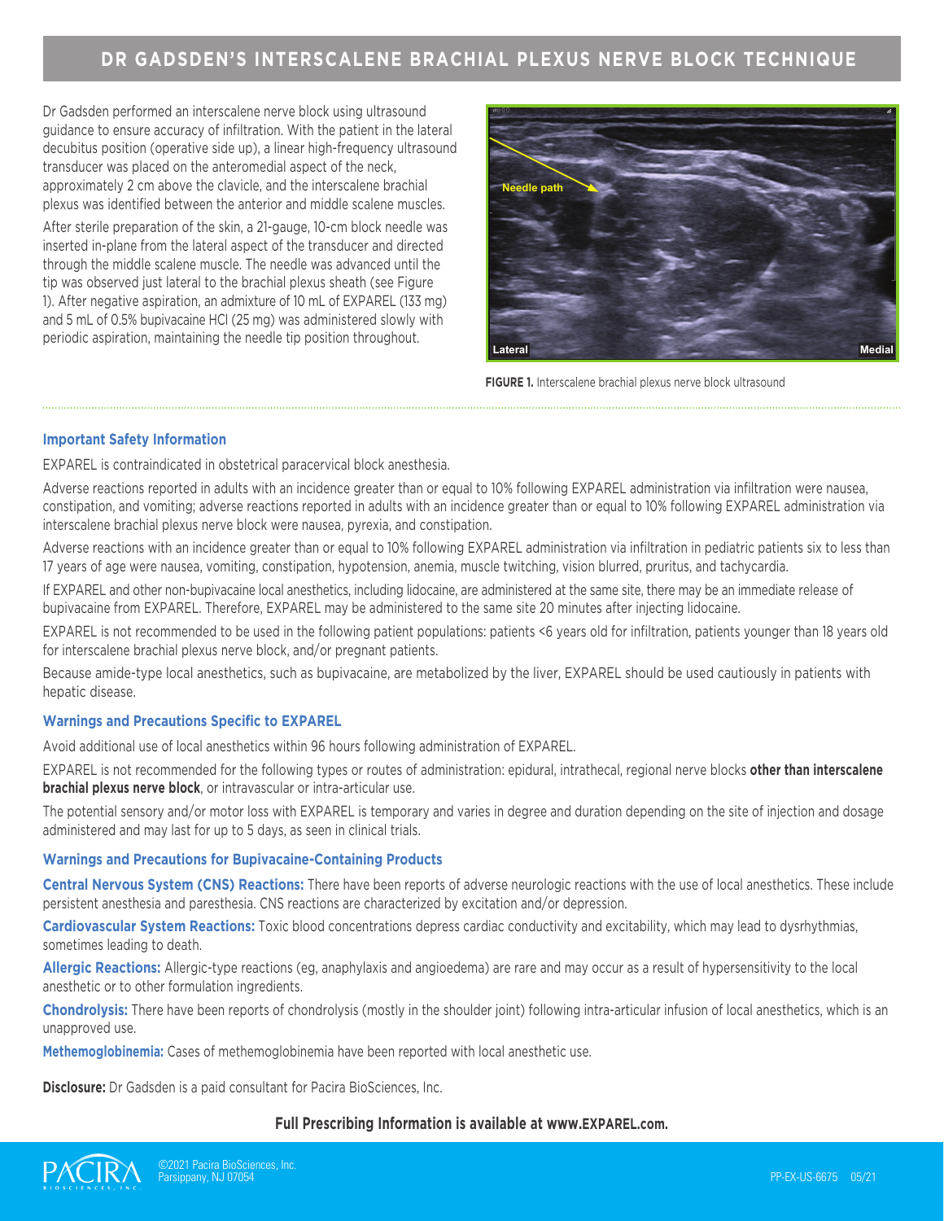# DR GADSDEN'S INTERSCALENE BRACHIAL PLEXUS NERVE BLOCK TECHNIQUE

Dr Gadsden performed an interscalene nerve block using ultrasound guidance to ensure accuracy of infiltration. With the patient in the lateral decubitus position (operative side up), a linear high-frequency ultrasound transducer was placed on the anteromedial aspect of the neck, approximately 2 cm above the clavicle, and the interscalene brachial plexus was identified between the anterior and middle scalene muscles.

After sterile preparation of the skin, a 21-gauge, 10-cm block needle was inserted in-plane from the lateral aspect of the transducer and directed through the middle scalene muscle. The needle was advanced until the tip was observed just lateral to the brachial plexus sheath (see Figure 1). After negative aspiration, an admixture of 10 mL of EXPAREL (133 mg) and 5 mL of 0.5% bupivacaine HCl (25 mg) was administered slowly with periodic aspiration, maintaining the needle tip position throughout.

Needle path

Lateral

Medial

**FIGURE 1.** Interscalene brachial plexus nerve block ultrasound

## Important Safety Information

EXPAREL is contraindicated in obstetrical paracervical block anesthesia.

Adverse reactions reported in adults with an incidence greater than or equal to 10% following EXPAREL administration via infiltration were nausea, constipation, and vomiting; adverse reactions reported in adults with an incidence greater than or equal to 10% following EXPAREL administration via interscalene brachial plexus nerve block were nausea, pyrexia, and constipation.

Adverse reactions with an incidence greater than or equal to 10% following EXPAREL administration via infiltration in pediatric patients six to less than 17 years of age were nausea, vomiting, constipation, hypotension, anemia, muscle twitching, vision blurred, pruritus, and tachycardia.

If EXPAREL and other non-bupivacaine local anesthetics, including lidocaine, are administered at the same site, there may be an immediate release of bupivacaine from EXPAREL. Therefore, EXPAREL may be administered to the same site 20 minutes after injecting lidocaine.

EXPAREL is not recommended to be used in the following patient populations: patients <6 years old for infiltration, patients younger than 18 years old for interscalene brachial plexus nerve block, and/or pregnant patients.

Because amide-type local anesthetics, such as bupivacaine, are metabolized by the liver, EXPAREL should be used cautiously in patients with hepatic disease.

## Warnings and Precautions Specific to EXPAREL

Avoid additional use of local anesthetics within 96 hours following administration of EXPAREL.

EXPAREL is not recommended for the following types or routes of administration: epidural, intrathecal, regional nerve blocks **other than interscalene brachial plexus nerve block**, or intravascular or intra-articular use.

The potential sensory and/or motor loss with EXPAREL is temporary and varies in degree and duration depending on the site of injection and dosage administered and may last for up to 5 days, as seen in clinical trials.

## Warnings and Precautions for Bupivacaine-Containing Products

**Central Nervous System (CNS) Reactions:** There have been reports of adverse neurologic reactions with the use of local anesthetics. These include persistent anesthesia and paresthesia. CNS reactions are characterized by excitation and/or depression.

**Cardiovascular System Reactions:** Toxic blood concentrations depress cardiac conductivity and excitability, which may lead to dysrhythmias, sometimes leading to death.

**Allergic Reactions:** Allergic-type reactions (eg, anaphylaxis and angioedema) are rare and may occur as a result of hypersensitivity to the local anesthetic or to other formulation ingredients.

**Chondrolysis:** There have been reports of chondrolysis (mostly in the shoulder joint) following intra-articular infusion of local anesthetics, which is an unapproved use.

**Methemoglobinemia:** Cases of methemoglobinemia have been reported with local anesthetic use.

**Disclosure:** Dr Gadsden is a paid consultant for Pacira BioSciences, Inc.

**Full Prescribing Information is available at www.EXPAREL.com.**

PACIRA BIOSCIENCES, INC.

©2021 Pacira BioSciences, Inc.
Parsippany, NJ 07054

PP-EX-US-6675 05/21